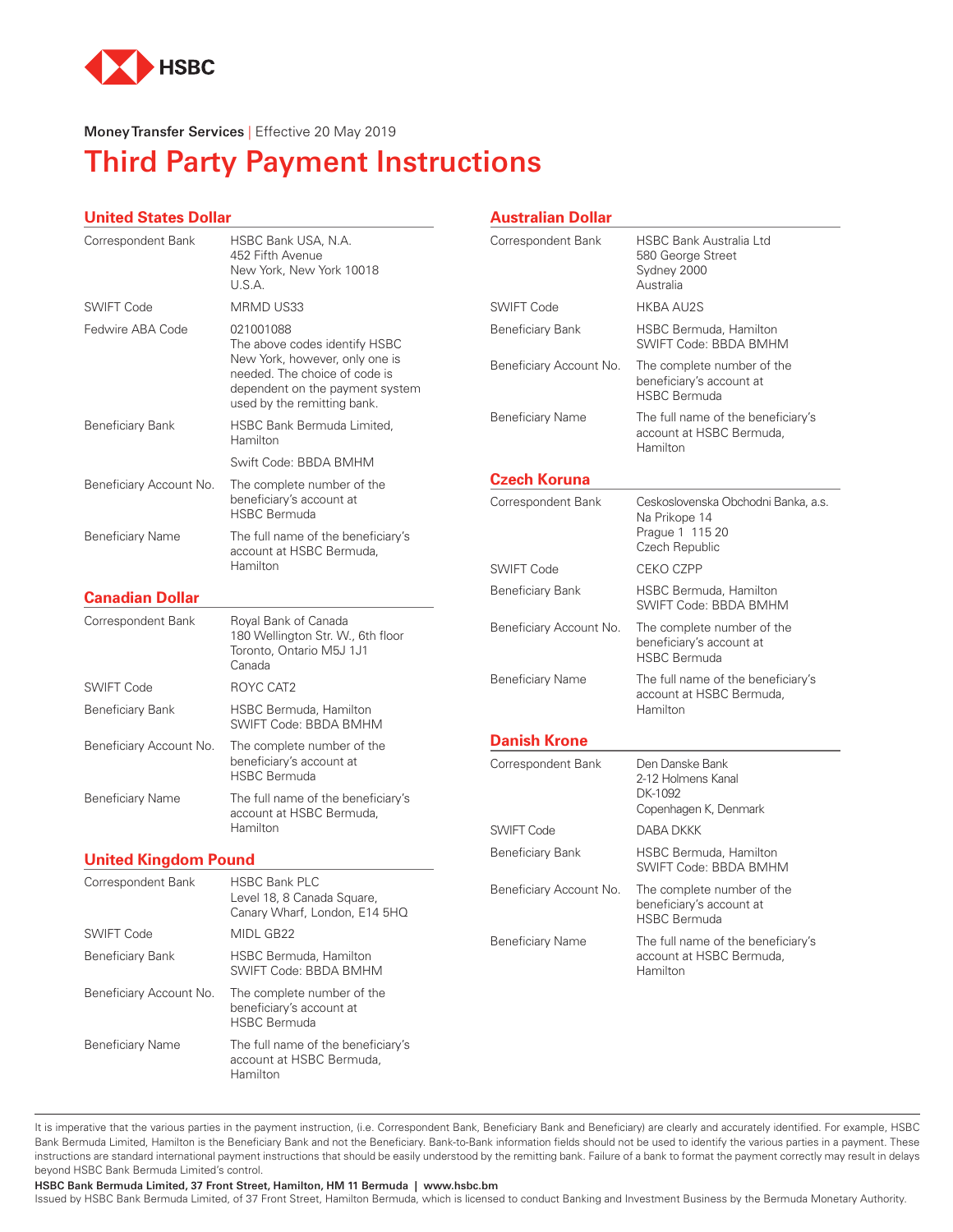HSBC

**Money Transfer Services** | Effective 20 May 2019

# Third Party Payment Instructions

## United States Dollar

| | |
|---|---|
| Correspondent Bank | HSBC Bank USA, N.A.<br>452 Fifth Avenue<br>New York, New York 10018<br>U.S.A. |
| SWIFT Code | MRMD US33 |
| Fedwire ABA Code | 021001088<br>The above codes identify HSBC New York, however, only one is needed. The choice of code is dependent on the payment system used by the remitting bank. |
| Beneficiary Bank | HSBC Bank Bermuda Limited, Hamilton<br>Swift Code: BBDA BMHM |
| Beneficiary Account No. | The complete number of the beneficiary's account at HSBC Bermuda |
| Beneficiary Name | The full name of the beneficiary's account at HSBC Bermuda, Hamilton |

## Canadian Dollar

| | |
|---|---|
| Correspondent Bank | Royal Bank of Canada<br>180 Wellington Str. W., 6th floor<br>Toronto, Ontario M5J 1J1<br>Canada |
| SWIFT Code | ROYC CAT2 |
| Beneficiary Bank | HSBC Bermuda, Hamilton<br>SWIFT Code: BBDA BMHM |
| Beneficiary Account No. | The complete number of the beneficiary's account at HSBC Bermuda |
| Beneficiary Name | The full name of the beneficiary's account at HSBC Bermuda, Hamilton |

## United Kingdom Pound

| | |
|---|---|
| Correspondent Bank | HSBC Bank PLC<br>Level 18, 8 Canada Square,<br>Canary Wharf, London, E14 5HQ |
| SWIFT Code | MIDL GB22 |
| Beneficiary Bank | HSBC Bermuda, Hamilton<br>SWIFT Code: BBDA BMHM |
| Beneficiary Account No. | The complete number of the beneficiary's account at HSBC Bermuda |
| Beneficiary Name | The full name of the beneficiary's account at HSBC Bermuda, Hamilton |

## Australian Dollar

| | |
|---|---|
| Correspondent Bank | HSBC Bank Australia Ltd<br>580 George Street<br>Sydney 2000<br>Australia |
| SWIFT Code | HKBA AU2S |
| Beneficiary Bank | HSBC Bermuda, Hamilton<br>SWIFT Code: BBDA BMHM |
| Beneficiary Account No. | The complete number of the beneficiary's account at HSBC Bermuda |
| Beneficiary Name | The full name of the beneficiary's account at HSBC Bermuda, Hamilton |

## Czech Koruna

| | |
|---|---|
| Correspondent Bank | Ceskoslovenska Obchodni Banka, a.s.<br>Na Prikope 14<br>Prague 1 115 20<br>Czech Republic |
| SWIFT Code | CEKO CZPP |
| Beneficiary Bank | HSBC Bermuda, Hamilton<br>SWIFT Code: BBDA BMHM |
| Beneficiary Account No. | The complete number of the beneficiary's account at HSBC Bermuda |
| Beneficiary Name | The full name of the beneficiary's account at HSBC Bermuda, Hamilton |

## Danish Krone

| | |
|---|---|
| Correspondent Bank | Den Danske Bank<br>2-12 Holmens Kanal<br>DK-1092<br>Copenhagen K, Denmark |
| SWIFT Code | DABA DKKK |
| Beneficiary Bank | HSBC Bermuda, Hamilton<br>SWIFT Code: BBDA BMHM |
| Beneficiary Account No. | The complete number of the beneficiary's account at HSBC Bermuda |
| Beneficiary Name | The full name of the beneficiary's account at HSBC Bermuda, Hamilton |

It is imperative that the various parties in the payment instruction, (i.e. Correspondent Bank, Beneficiary Bank and Beneficiary) are clearly and accurately identified. For example, HSBC Bank Bermuda Limited, Hamilton is the Beneficiary Bank and not the Beneficiary. Bank-to-Bank information fields should not be used to identify the various parties in a payment. These instructions are standard international payment instructions that should be easily understood by the remitting bank. Failure of a bank to format the payment correctly may result in delays beyond HSBC Bank Bermuda Limited's control.

**HSBC Bank Bermuda Limited, 37 Front Street, Hamilton, HM 11 Bermuda | www.hsbc.bm**

Issued by HSBC Bank Bermuda Limited, of 37 Front Street, Hamilton Bermuda, which is licensed to conduct Banking and Investment Business by the Bermuda Monetary Authority.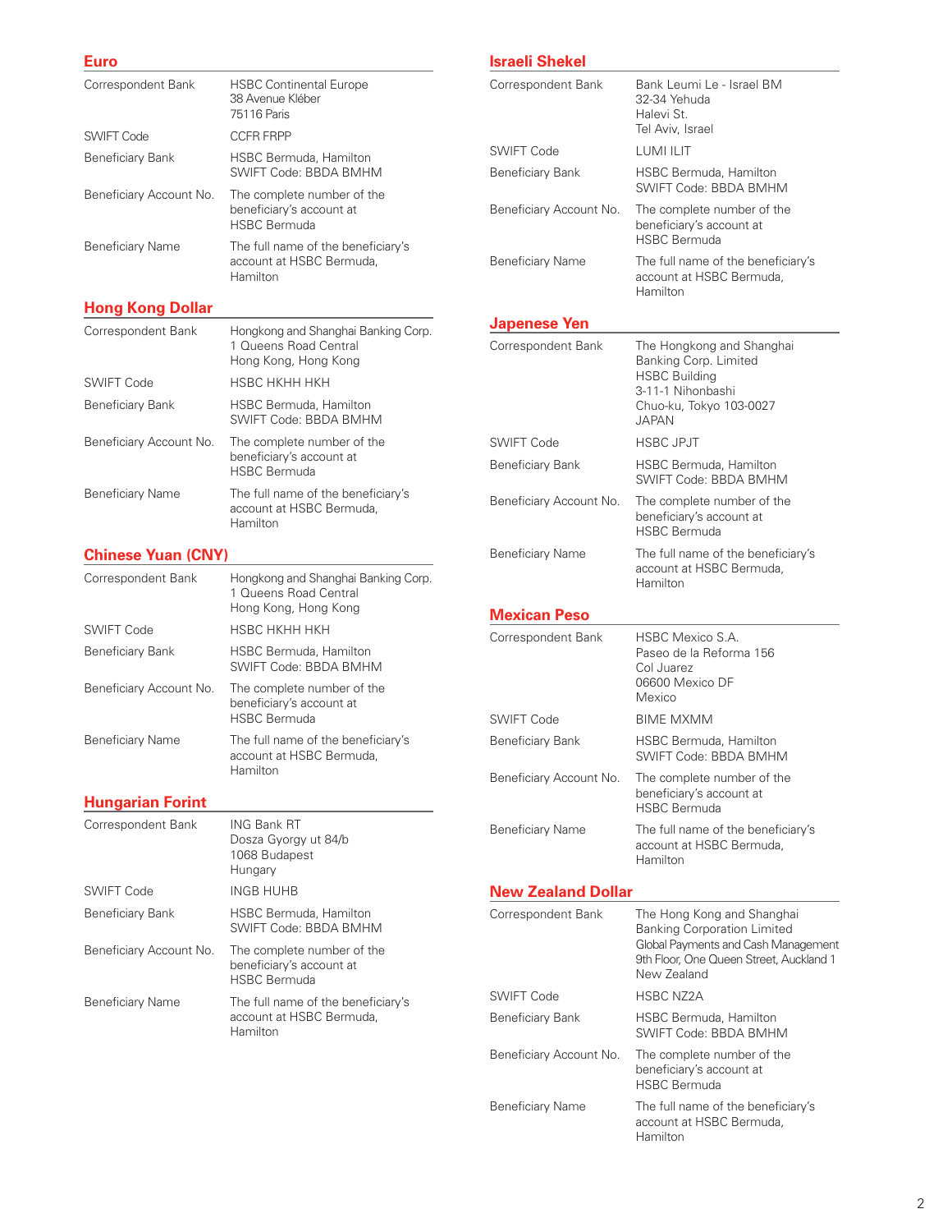## Euro

| | |
|---|---|
| Correspondent Bank | HSBC Continental Europe<br>38 Avenue Kléber<br>75116 Paris |
| SWIFT Code | CCFR FRPP |
| Beneficiary Bank | HSBC Bermuda, Hamilton<br>SWIFT Code: BBDA BMHM |
| Beneficiary Account No. | The complete number of the beneficiary's account at HSBC Bermuda |
| Beneficiary Name | The full name of the beneficiary's account at HSBC Bermuda, Hamilton |

## Hong Kong Dollar

| | |
|---|---|
| Correspondent Bank | Hongkong and Shanghai Banking Corp.<br>1 Queens Road Central<br>Hong Kong, Hong Kong |
| SWIFT Code | HSBC HKHH HKH |
| Beneficiary Bank | HSBC Bermuda, Hamilton<br>SWIFT Code: BBDA BMHM |
| Beneficiary Account No. | The complete number of the beneficiary's account at HSBC Bermuda |
| Beneficiary Name | The full name of the beneficiary's account at HSBC Bermuda, Hamilton |

## Chinese Yuan (CNY)

| | |
|---|---|
| Correspondent Bank | Hongkong and Shanghai Banking Corp.<br>1 Queens Road Central<br>Hong Kong, Hong Kong |
| SWIFT Code | HSBC HKHH HKH |
| Beneficiary Bank | HSBC Bermuda, Hamilton<br>SWIFT Code: BBDA BMHM |
| Beneficiary Account No. | The complete number of the beneficiary's account at HSBC Bermuda |
| Beneficiary Name | The full name of the beneficiary's account at HSBC Bermuda, Hamilton |

## Hungarian Forint

| | |
|---|---|
| Correspondent Bank | ING Bank RT<br>Dosza Gyorgy ut 84/b<br>1068 Budapest<br>Hungary |
| SWIFT Code | INGB HUHB |
| Beneficiary Bank | HSBC Bermuda, Hamilton<br>SWIFT Code: BBDA BMHM |
| Beneficiary Account No. | The complete number of the beneficiary's account at HSBC Bermuda |
| Beneficiary Name | The full name of the beneficiary's account at HSBC Bermuda, Hamilton |

## Israeli Shekel

| | |
|---|---|
| Correspondent Bank | Bank Leumi Le - Israel BM<br>32-34 Yehuda<br>Halevi St.<br>Tel Aviv, Israel |
| SWIFT Code | LUMI ILIT |
| Beneficiary Bank | HSBC Bermuda, Hamilton<br>SWIFT Code: BBDA BMHM |
| Beneficiary Account No. | The complete number of the beneficiary's account at HSBC Bermuda |
| Beneficiary Name | The full name of the beneficiary's account at HSBC Bermuda, Hamilton |

## Japenese Yen

| | |
|---|---|
| Correspondent Bank | The Hongkong and Shanghai Banking Corp. Limited<br>HSBC Building<br>3-11-1 Nihonbashi<br>Chuo-ku, Tokyo 103-0027<br>JAPAN |
| SWIFT Code | HSBC JPJT |
| Beneficiary Bank | HSBC Bermuda, Hamilton<br>SWIFT Code: BBDA BMHM |
| Beneficiary Account No. | The complete number of the beneficiary's account at HSBC Bermuda |
| Beneficiary Name | The full name of the beneficiary's account at HSBC Bermuda, Hamilton |

## Mexican Peso

| | |
|---|---|
| Correspondent Bank | HSBC Mexico S.A.<br>Paseo de la Reforma 156<br>Col Juarez<br>06600 Mexico DF<br>Mexico |
| SWIFT Code | BIME MXMM |
| Beneficiary Bank | HSBC Bermuda, Hamilton<br>SWIFT Code: BBDA BMHM |
| Beneficiary Account No. | The complete number of the beneficiary's account at HSBC Bermuda |
| Beneficiary Name | The full name of the beneficiary's account at HSBC Bermuda, Hamilton |

## New Zealand Dollar

| | |
|---|---|
| Correspondent Bank | The Hong Kong and Shanghai Banking Corporation Limited<br>Global Payments and Cash Management<br>9th Floor, One Queen Street, Auckland 1<br>New Zealand |
| SWIFT Code | HSBC NZ2A |
| Beneficiary Bank | HSBC Bermuda, Hamilton<br>SWIFT Code: BBDA BMHM |
| Beneficiary Account No. | The complete number of the beneficiary's account at HSBC Bermuda |
| Beneficiary Name | The full name of the beneficiary's account at HSBC Bermuda, Hamilton |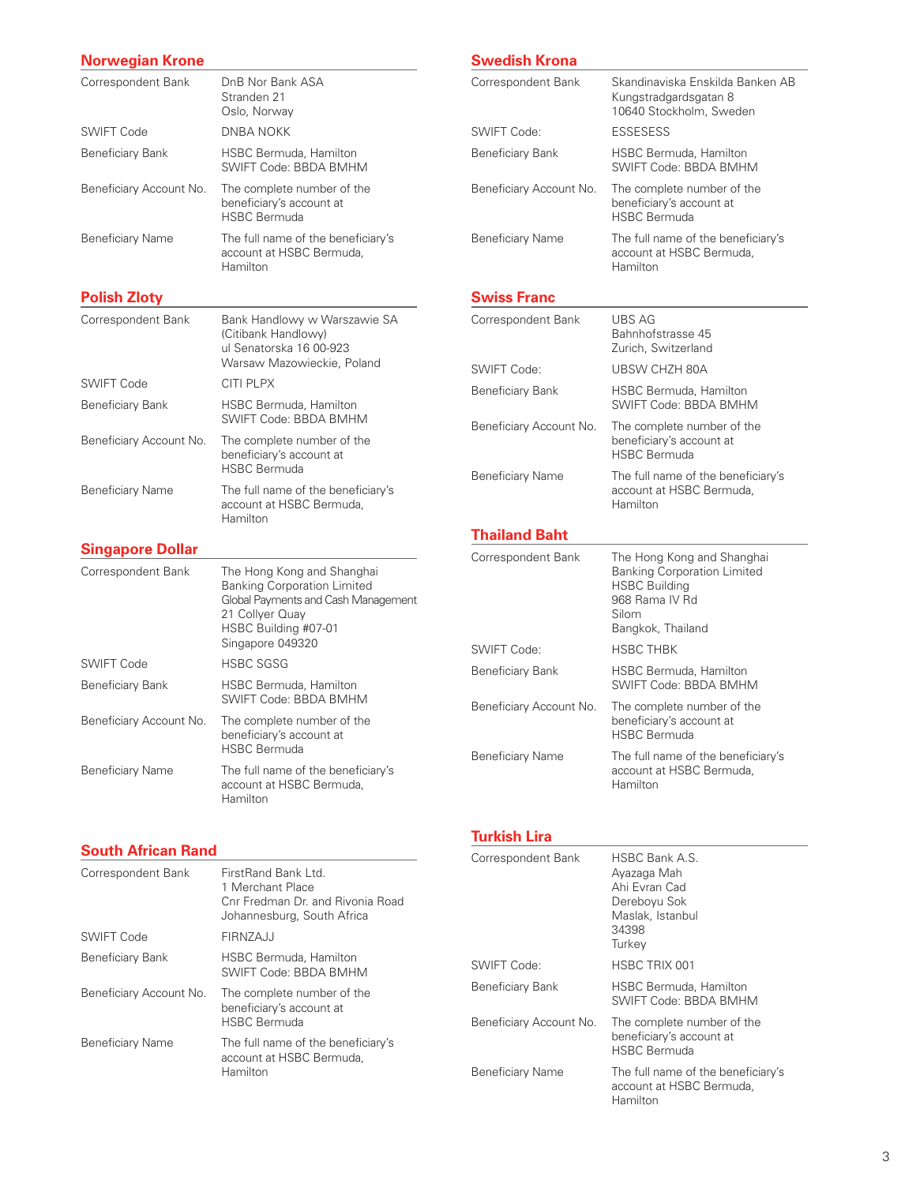## Norwegian Krone

| | |
|---|---|
| Correspondent Bank | DnB Nor Bank ASA<br>Stranden 21<br>Oslo, Norway |
| SWIFT Code | DNBA NOKK |
| Beneficiary Bank | HSBC Bermuda, Hamilton<br>SWIFT Code: BBDA BMHM |
| Beneficiary Account No. | The complete number of the beneficiary's account at HSBC Bermuda |
| Beneficiary Name | The full name of the beneficiary's account at HSBC Bermuda, Hamilton |

## Polish Zloty

| | |
|---|---|
| Correspondent Bank | Bank Handlowy w Warszawie SA<br>(Citibank Handlowy)<br>ul Senatorska 16 00-923<br>Warsaw Mazowieckie, Poland |
| SWIFT Code | CITI PLPX |
| Beneficiary Bank | HSBC Bermuda, Hamilton<br>SWIFT Code: BBDA BMHM |
| Beneficiary Account No. | The complete number of the beneficiary's account at HSBC Bermuda |
| Beneficiary Name | The full name of the beneficiary's account at HSBC Bermuda, Hamilton |

## Singapore Dollar

| | |
|---|---|
| Correspondent Bank | The Hong Kong and Shanghai Banking Corporation Limited<br>Global Payments and Cash Management<br>21 Collyer Quay<br>HSBC Building #07-01<br>Singapore 049320 |
| SWIFT Code | HSBC SGSG |
| Beneficiary Bank | HSBC Bermuda, Hamilton<br>SWIFT Code: BBDA BMHM |
| Beneficiary Account No. | The complete number of the beneficiary's account at HSBC Bermuda |
| Beneficiary Name | The full name of the beneficiary's account at HSBC Bermuda, Hamilton |

## South African Rand

| | |
|---|---|
| Correspondent Bank | FirstRand Bank Ltd.<br>1 Merchant Place<br>Cnr Fredman Dr. and Rivonia Road<br>Johannesburg, South Africa |
| SWIFT Code | FIRNZAJJ |
| Beneficiary Bank | HSBC Bermuda, Hamilton<br>SWIFT Code: BBDA BMHM |
| Beneficiary Account No. | The complete number of the beneficiary's account at HSBC Bermuda |
| Beneficiary Name | The full name of the beneficiary's account at HSBC Bermuda, Hamilton |

## Swedish Krona

| | |
|---|---|
| Correspondent Bank | Skandinaviska Enskilda Banken AB<br>Kungstradgardsgatan 8<br>10640 Stockholm, Sweden |
| SWIFT Code: | ESSESESS |
| Beneficiary Bank | HSBC Bermuda, Hamilton<br>SWIFT Code: BBDA BMHM |
| Beneficiary Account No. | The complete number of the beneficiary's account at HSBC Bermuda |
| Beneficiary Name | The full name of the beneficiary's account at HSBC Bermuda, Hamilton |

## Swiss Franc

| | |
|---|---|
| Correspondent Bank | UBS AG<br>Bahnhofstrasse 45<br>Zurich, Switzerland |
| SWIFT Code: | UBSW CHZH 80A |
| Beneficiary Bank | HSBC Bermuda, Hamilton<br>SWIFT Code: BBDA BMHM |
| Beneficiary Account No. | The complete number of the beneficiary's account at HSBC Bermuda |
| Beneficiary Name | The full name of the beneficiary's account at HSBC Bermuda, Hamilton |

## Thailand Baht

| | |
|---|---|
| Correspondent Bank | The Hong Kong and Shanghai Banking Corporation Limited<br>HSBC Building<br>968 Rama IV Rd<br>Silom<br>Bangkok, Thailand |
| SWIFT Code: | HSBC THBK |
| Beneficiary Bank | HSBC Bermuda, Hamilton<br>SWIFT Code: BBDA BMHM |
| Beneficiary Account No. | The complete number of the beneficiary's account at HSBC Bermuda |
| Beneficiary Name | The full name of the beneficiary's account at HSBC Bermuda, Hamilton |

## Turkish Lira

| | |
|---|---|
| Correspondent Bank | HSBC Bank A.S.<br>Ayazaga Mah<br>Ahi Evran Cad<br>Dereboyu Sok<br>Maslak, Istanbul<br>34398<br>Turkey |
| SWIFT Code: | HSBC TRIX 001 |
| Beneficiary Bank | HSBC Bermuda, Hamilton<br>SWIFT Code: BBDA BMHM |
| Beneficiary Account No. | The complete number of the beneficiary's account at HSBC Bermuda |
| Beneficiary Name | The full name of the beneficiary's account at HSBC Bermuda, Hamilton |